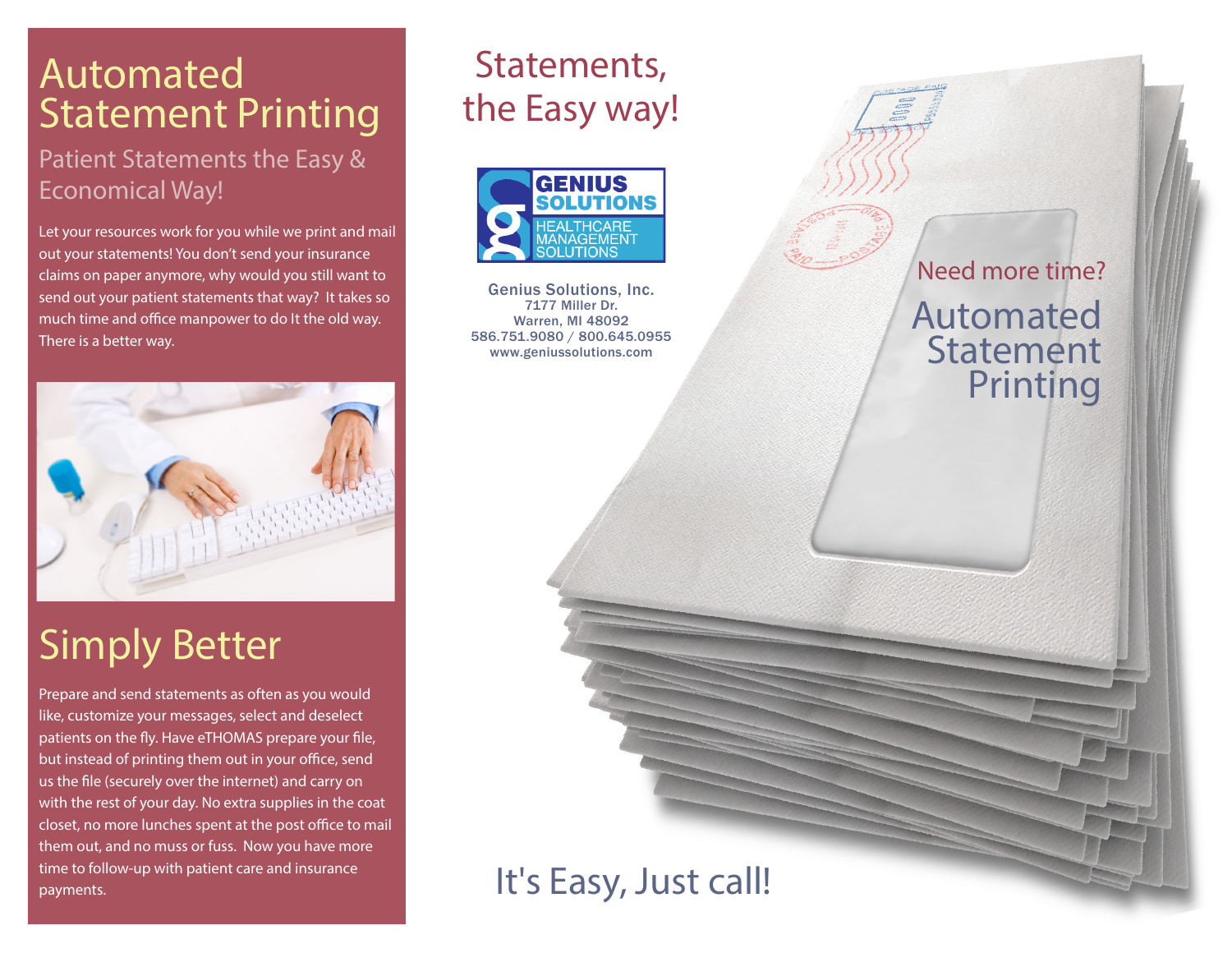# Automated Statement Printing

## Patient Statements the Easy & Economical Way!

Let your resources work for you while we print and mail out your statements! You don't send your insurance claims on paper anymore, why would you still want to send out your patient statements that way? It takes so much time and office manpower to do It the old way. There is a better way.

## Simply Better

Prepare and send statements as often as you would like, customize your messages, select and deselect patients on the fly. Have eTHOMAS prepare your file, but instead of printing them out in your office, send us the file (securely over the internet) and carry on with the rest of your day. No extra supplies in the coat closet, no more lunches spent at the post office to mail them out, and no muss or fuss. Now you have more time to follow-up with patient care and insurance payments.

# Statements, the Easy way!

GENIUS SOLUTIONS
HEALTHCARE MANAGEMENT SOLUTIONS

Genius Solutions, Inc.
7177 Miller Dr.
Warren, MI 48092
586.751.9080 / 800.645.0955
www.geniussolutions.com

## It's Easy, Just call!

Need more time?

# Automated Statement Printing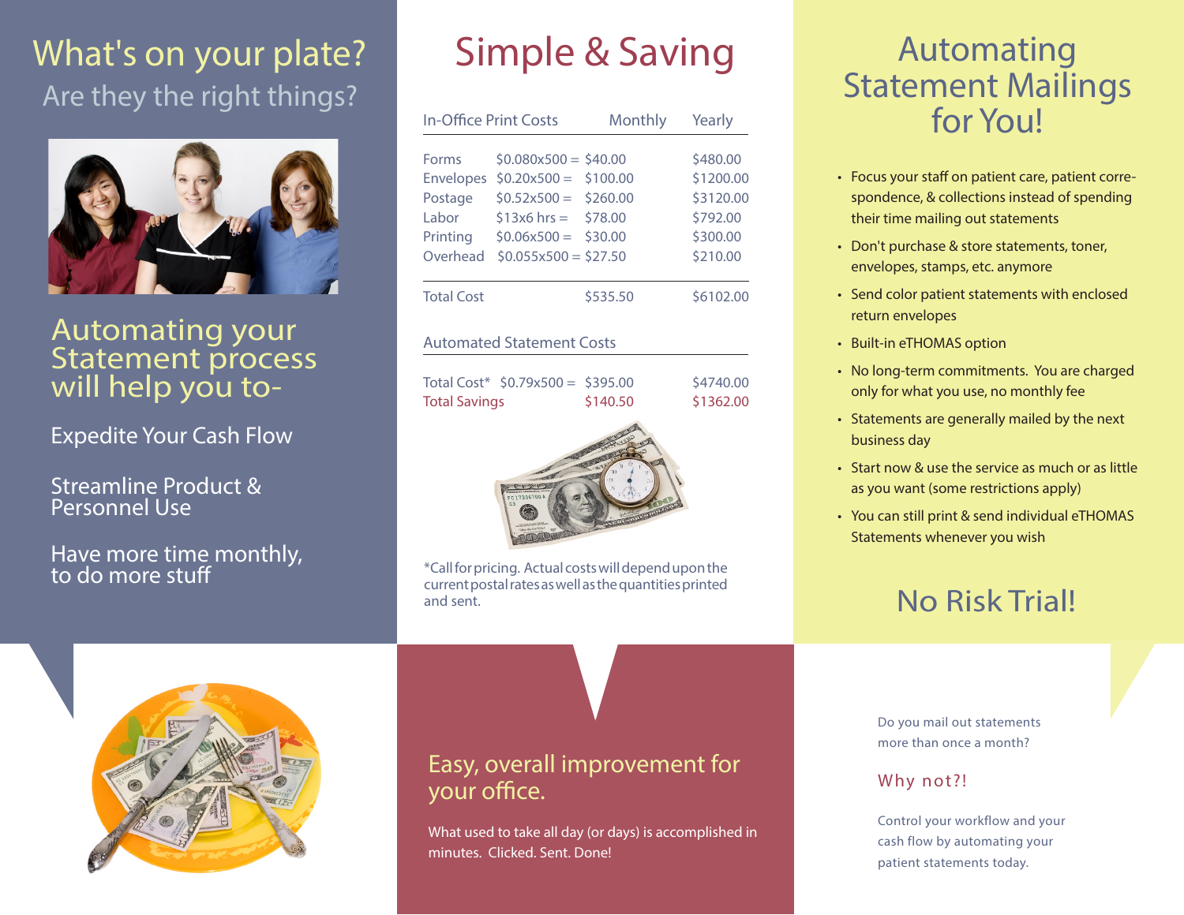# What's on your plate?

## Are they the right things?

## Automating your Statement process will help you to-

Expedite Your Cash Flow

Streamline Product & Personnel Use

Have more time monthly, to do more stuff

# Simple & Saving

| In-Office Print Costs | | Monthly | Yearly |
|---|---|---|---|
| Forms | $0.080x500 = | $40.00 | $480.00 |
| Envelopes | $0.20x500 = | $100.00 | $1200.00 |
| Postage | $0.52x500 = | $260.00 | $3120.00 |
| Labor | $13x6 hrs = | $78.00 | $792.00 |
| Printing | $0.06x500 = | $30.00 | $300.00 |
| Overhead | $0.055x500 = | $27.50 | $210.00 |
| Total Cost | | $535.50 | $6102.00 |

| Automated Statement Costs | | | |
|---|---|---|---|
| Total Cost* | $0.79x500 = | $395.00 | $4740.00 |
| Total Savings | | $140.50 | $1362.00 |

*Call for pricing. Actual costs will depend upon the current postal rates as well as the quantities printed and sent.

# Automating Statement Mailings for You!

- Focus your staff on patient care, patient correspondence, & collections instead of spending their time mailing out statements
- Don't purchase & store statements, toner, envelopes, stamps, etc. anymore
- Send color patient statements with enclosed return envelopes
- Built-in eTHOMAS option
- No long-term commitments. You are charged only for what you use, no monthly fee
- Statements are generally mailed by the next business day
- Start now & use the service as much or as little as you want (some restrictions apply)
- You can still print & send individual eTHOMAS Statements whenever you wish

## No Risk Trial!

## Easy, overall improvement for your office.

What used to take all day (or days) is accomplished in minutes. Clicked. Sent. Done!

Do you mail out statements more than once a month?

### Why not?!

Control your workflow and your cash flow by automating your patient statements today.